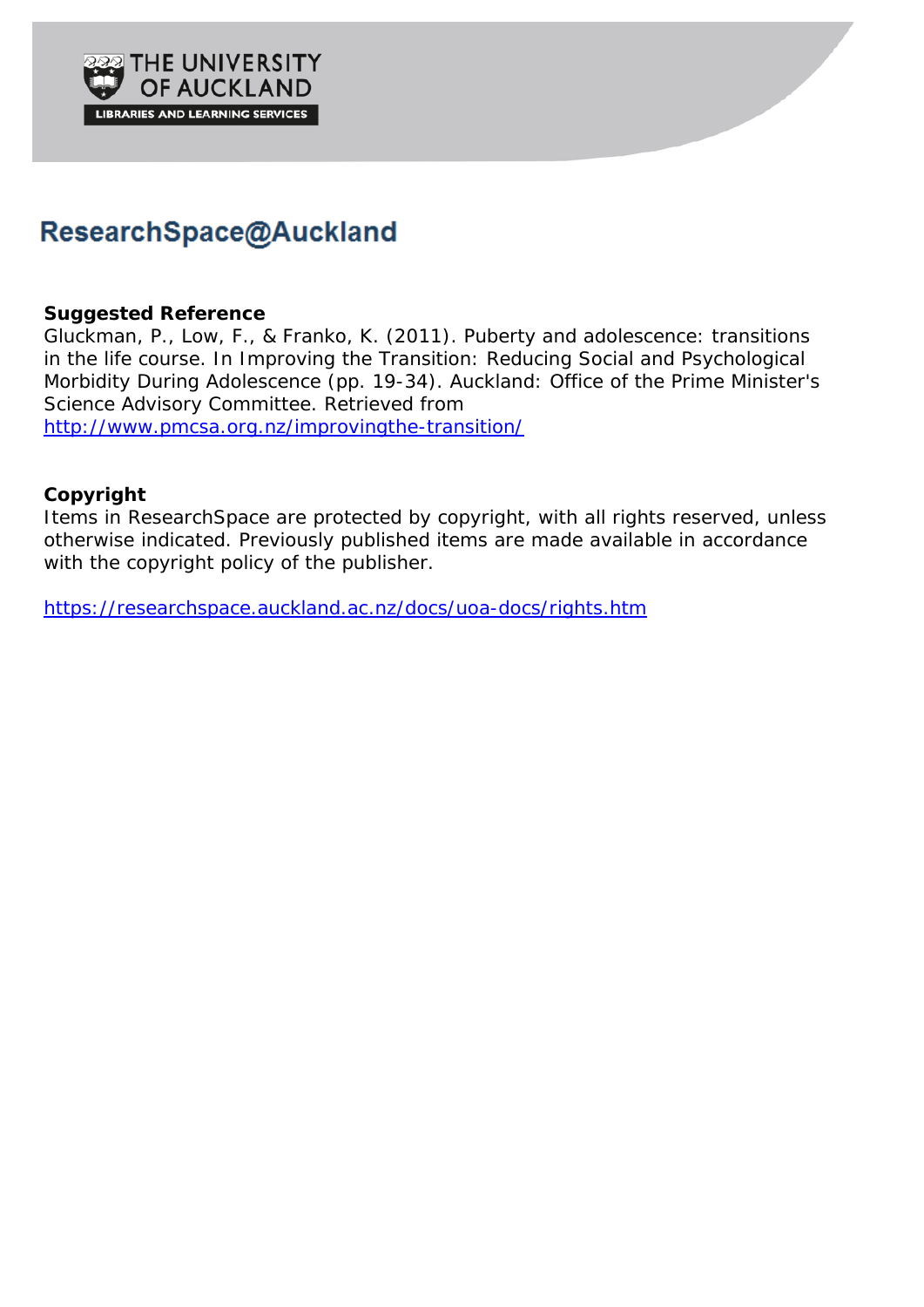THE UNIVERSITY OF AUCKLAND

LIBRARIES AND LEARNING SERVICES

# ResearchSpace@Auckland

**Suggested Reference**

Gluckman, P., Low, F., & Franko, K. (2011). Puberty and adolescence: transitions in the life course. In Improving the Transition: Reducing Social and Psychological Morbidity During Adolescence (pp. 19-34). Auckland: Office of the Prime Minister's Science Advisory Committee. Retrieved from http://www.pmcsa.org.nz/improvingthe-transition/

**Copyright**

Items in ResearchSpace are protected by copyright, with all rights reserved, unless otherwise indicated. Previously published items are made available in accordance with the copyright policy of the publisher.

https://researchspace.auckland.ac.nz/docs/uoa-docs/rights.htm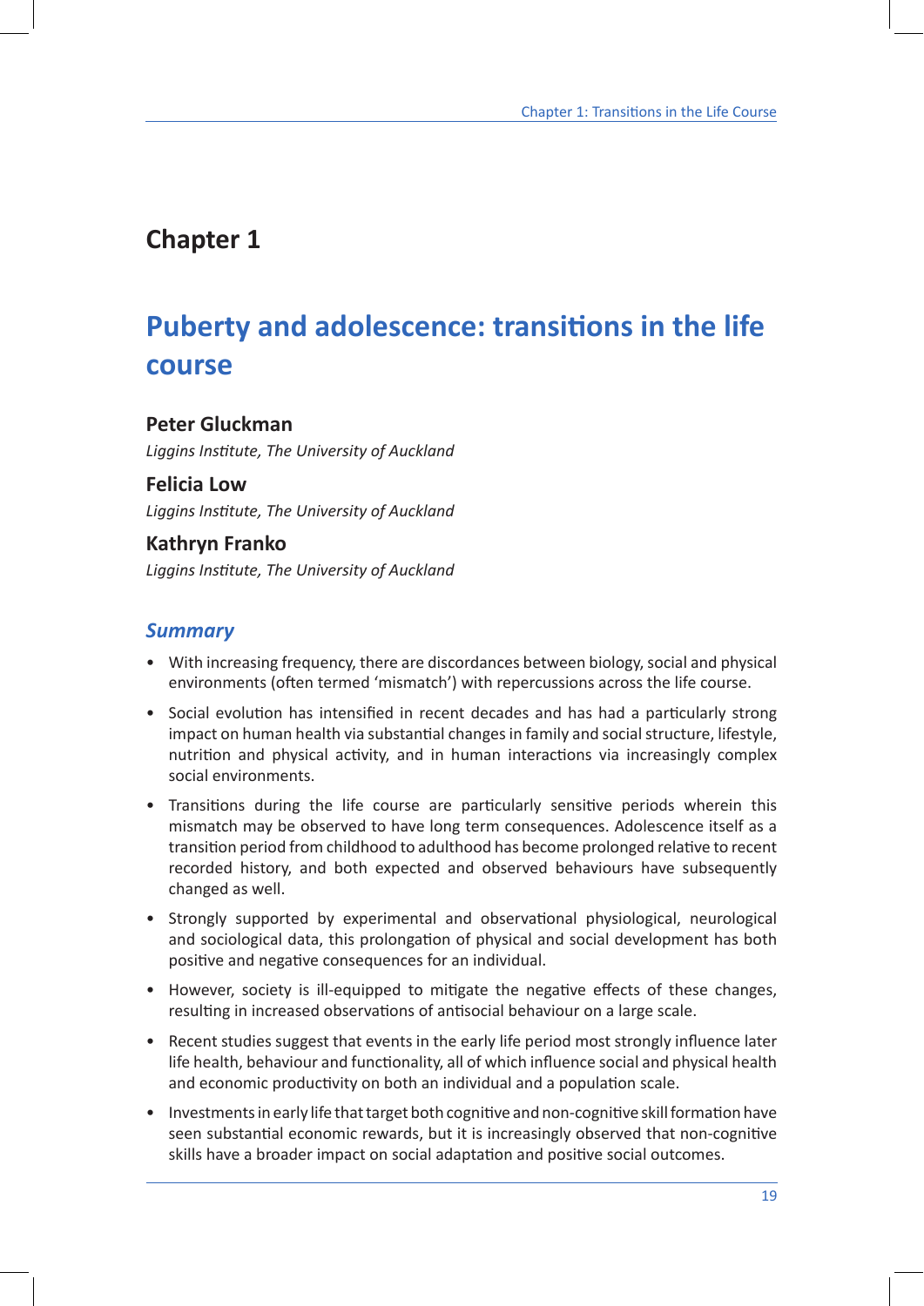# Chapter 1

# Puberty and adolescence: transitions in the life course

**Peter Gluckman**

*Liggins Institute, The University of Auckland*

**Felicia Low**

*Liggins Institute, The University of Auckland*

**Kathryn Franko**

*Liggins Institute, The University of Auckland*

## *Summary*

- With increasing frequency, there are discordances between biology, social and physical environments (often termed 'mismatch') with repercussions across the life course.
- Social evolution has intensified in recent decades and has had a particularly strong impact on human health via substantial changes in family and social structure, lifestyle, nutrition and physical activity, and in human interactions via increasingly complex social environments.
- Transitions during the life course are particularly sensitive periods wherein this mismatch may be observed to have long term consequences. Adolescence itself as a transition period from childhood to adulthood has become prolonged relative to recent recorded history, and both expected and observed behaviours have subsequently changed as well.
- Strongly supported by experimental and observational physiological, neurological and sociological data, this prolongation of physical and social development has both positive and negative consequences for an individual.
- However, society is ill-equipped to mitigate the negative effects of these changes, resulting in increased observations of antisocial behaviour on a large scale.
- Recent studies suggest that events in the early life period most strongly influence later life health, behaviour and functionality, all of which influence social and physical health and economic productivity on both an individual and a population scale.
- Investments in early life that target both cognitive and non-cognitive skill formation have seen substantial economic rewards, but it is increasingly observed that non-cognitive skills have a broader impact on social adaptation and positive social outcomes.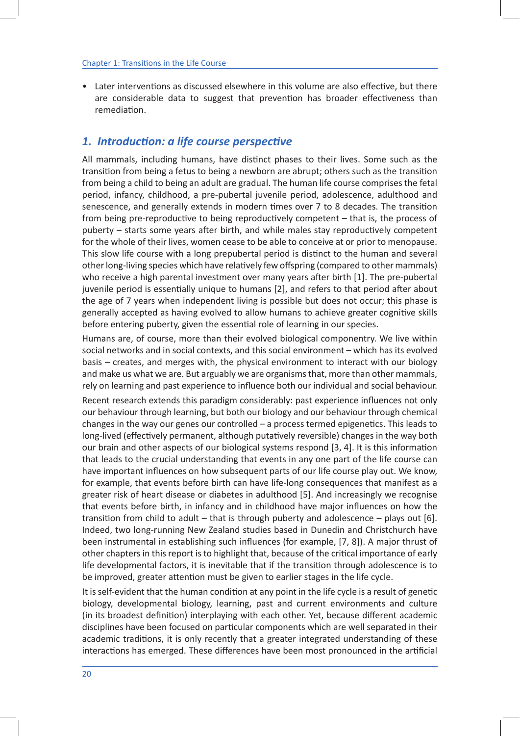- Later interventions as discussed elsewhere in this volume are also effective, but there are considerable data to suggest that prevention has broader effectiveness than remediation.

## *1. Introduction: a life course perspective*

All mammals, including humans, have distinct phases to their lives. Some such as the transition from being a fetus to being a newborn are abrupt; others such as the transition from being a child to being an adult are gradual. The human life course comprises the fetal period, infancy, childhood, a pre-pubertal juvenile period, adolescence, adulthood and senescence, and generally extends in modern times over 7 to 8 decades. The transition from being pre-reproductive to being reproductively competent – that is, the process of puberty – starts some years after birth, and while males stay reproductively competent for the whole of their lives, women cease to be able to conceive at or prior to menopause. This slow life course with a long prepubertal period is distinct to the human and several other long-living species which have relatively few offspring (compared to other mammals) who receive a high parental investment over many years after birth [1]. The pre-pubertal juvenile period is essentially unique to humans [2], and refers to that period after about the age of 7 years when independent living is possible but does not occur; this phase is generally accepted as having evolved to allow humans to achieve greater cognitive skills before entering puberty, given the essential role of learning in our species.

Humans are, of course, more than their evolved biological componentry. We live within social networks and in social contexts, and this social environment – which has its evolved basis – creates, and merges with, the physical environment to interact with our biology and make us what we are. But arguably we are organisms that, more than other mammals, rely on learning and past experience to influence both our individual and social behaviour.

Recent research extends this paradigm considerably: past experience influences not only our behaviour through learning, but both our biology and our behaviour through chemical changes in the way our genes our controlled – a process termed epigenetics. This leads to long-lived (effectively permanent, although putatively reversible) changes in the way both our brain and other aspects of our biological systems respond [3, 4]. It is this information that leads to the crucial understanding that events in any one part of the life course can have important influences on how subsequent parts of our life course play out. We know, for example, that events before birth can have life-long consequences that manifest as a greater risk of heart disease or diabetes in adulthood [5]. And increasingly we recognise that events before birth, in infancy and in childhood have major influences on how the transition from child to adult – that is through puberty and adolescence – plays out [6]. Indeed, two long-running New Zealand studies based in Dunedin and Christchurch have been instrumental in establishing such influences (for example, [7, 8]). A major thrust of other chapters in this report is to highlight that, because of the critical importance of early life developmental factors, it is inevitable that if the transition through adolescence is to be improved, greater attention must be given to earlier stages in the life cycle.

It is self-evident that the human condition at any point in the life cycle is a result of genetic biology, developmental biology, learning, past and current environments and culture (in its broadest definition) interplaying with each other. Yet, because different academic disciplines have been focused on particular components which are well separated in their academic traditions, it is only recently that a greater integrated understanding of these interactions has emerged. These differences have been most pronounced in the artificial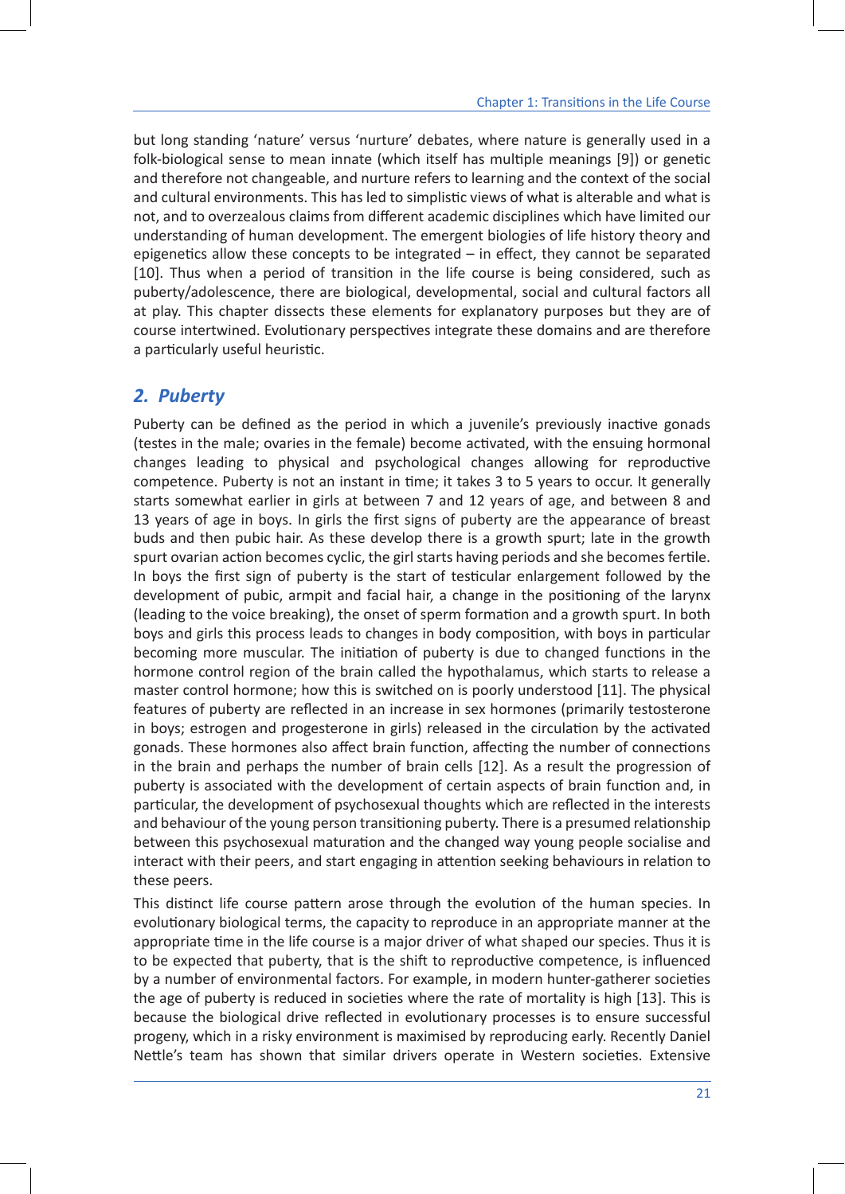but long standing 'nature' versus 'nurture' debates, where nature is generally used in a folk-biological sense to mean innate (which itself has multiple meanings [9]) or genetic and therefore not changeable, and nurture refers to learning and the context of the social and cultural environments. This has led to simplistic views of what is alterable and what is not, and to overzealous claims from different academic disciplines which have limited our understanding of human development. The emergent biologies of life history theory and epigenetics allow these concepts to be integrated – in effect, they cannot be separated [10]. Thus when a period of transition in the life course is being considered, such as puberty/adolescence, there are biological, developmental, social and cultural factors all at play. This chapter dissects these elements for explanatory purposes but they are of course intertwined. Evolutionary perspectives integrate these domains and are therefore a particularly useful heuristic.

## *2. Puberty*

Puberty can be defined as the period in which a juvenile's previously inactive gonads (testes in the male; ovaries in the female) become activated, with the ensuing hormonal changes leading to physical and psychological changes allowing for reproductive competence. Puberty is not an instant in time; it takes 3 to 5 years to occur. It generally starts somewhat earlier in girls at between 7 and 12 years of age, and between 8 and 13 years of age in boys. In girls the first signs of puberty are the appearance of breast buds and then pubic hair. As these develop there is a growth spurt; late in the growth spurt ovarian action becomes cyclic, the girl starts having periods and she becomes fertile. In boys the first sign of puberty is the start of testicular enlargement followed by the development of pubic, armpit and facial hair, a change in the positioning of the larynx (leading to the voice breaking), the onset of sperm formation and a growth spurt. In both boys and girls this process leads to changes in body composition, with boys in particular becoming more muscular. The initiation of puberty is due to changed functions in the hormone control region of the brain called the hypothalamus, which starts to release a master control hormone; how this is switched on is poorly understood [11]. The physical features of puberty are reflected in an increase in sex hormones (primarily testosterone in boys; estrogen and progesterone in girls) released in the circulation by the activated gonads. These hormones also affect brain function, affecting the number of connections in the brain and perhaps the number of brain cells [12]. As a result the progression of puberty is associated with the development of certain aspects of brain function and, in particular, the development of psychosexual thoughts which are reflected in the interests and behaviour of the young person transitioning puberty. There is a presumed relationship between this psychosexual maturation and the changed way young people socialise and interact with their peers, and start engaging in attention seeking behaviours in relation to these peers.

This distinct life course pattern arose through the evolution of the human species. In evolutionary biological terms, the capacity to reproduce in an appropriate manner at the appropriate time in the life course is a major driver of what shaped our species. Thus it is to be expected that puberty, that is the shift to reproductive competence, is influenced by a number of environmental factors. For example, in modern hunter-gatherer societies the age of puberty is reduced in societies where the rate of mortality is high [13]. This is because the biological drive reflected in evolutionary processes is to ensure successful progeny, which in a risky environment is maximised by reproducing early. Recently Daniel Nettle's team has shown that similar drivers operate in Western societies. Extensive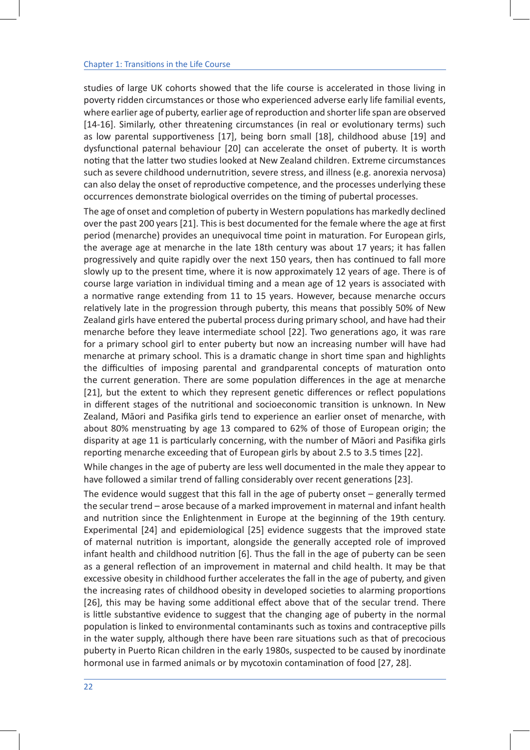studies of large UK cohorts showed that the life course is accelerated in those living in poverty ridden circumstances or those who experienced adverse early life familial events, where earlier age of puberty, earlier age of reproduction and shorter life span are observed [14-16]. Similarly, other threatening circumstances (in real or evolutionary terms) such as low parental supportiveness [17], being born small [18], childhood abuse [19] and dysfunctional paternal behaviour [20] can accelerate the onset of puberty. It is worth noting that the latter two studies looked at New Zealand children. Extreme circumstances such as severe childhood undernutrition, severe stress, and illness (e.g. anorexia nervosa) can also delay the onset of reproductive competence, and the processes underlying these occurrences demonstrate biological overrides on the timing of pubertal processes.

The age of onset and completion of puberty in Western populations has markedly declined over the past 200 years [21]. This is best documented for the female where the age at first period (menarche) provides an unequivocal time point in maturation. For European girls, the average age at menarche in the late 18th century was about 17 years; it has fallen progressively and quite rapidly over the next 150 years, then has continued to fall more slowly up to the present time, where it is now approximately 12 years of age. There is of course large variation in individual timing and a mean age of 12 years is associated with a normative range extending from 11 to 15 years. However, because menarche occurs relatively late in the progression through puberty, this means that possibly 50% of New Zealand girls have entered the pubertal process during primary school, and have had their menarche before they leave intermediate school [22]. Two generations ago, it was rare for a primary school girl to enter puberty but now an increasing number will have had menarche at primary school. This is a dramatic change in short time span and highlights the difficulties of imposing parental and grandparental concepts of maturation onto the current generation. There are some population differences in the age at menarche [21], but the extent to which they represent genetic differences or reflect populations in different stages of the nutritional and socioeconomic transition is unknown. In New Zealand, Māori and Pasifika girls tend to experience an earlier onset of menarche, with about 80% menstruating by age 13 compared to 62% of those of European origin; the disparity at age 11 is particularly concerning, with the number of Māori and Pasifika girls reporting menarche exceeding that of European girls by about 2.5 to 3.5 times [22].

While changes in the age of puberty are less well documented in the male they appear to have followed a similar trend of falling considerably over recent generations [23].

The evidence would suggest that this fall in the age of puberty onset – generally termed the secular trend – arose because of a marked improvement in maternal and infant health and nutrition since the Enlightenment in Europe at the beginning of the 19th century. Experimental [24] and epidemiological [25] evidence suggests that the improved state of maternal nutrition is important, alongside the generally accepted role of improved infant health and childhood nutrition [6]. Thus the fall in the age of puberty can be seen as a general reflection of an improvement in maternal and child health. It may be that excessive obesity in childhood further accelerates the fall in the age of puberty, and given the increasing rates of childhood obesity in developed societies to alarming proportions [26], this may be having some additional effect above that of the secular trend. There is little substantive evidence to suggest that the changing age of puberty in the normal population is linked to environmental contaminants such as toxins and contraceptive pills in the water supply, although there have been rare situations such as that of precocious puberty in Puerto Rican children in the early 1980s, suspected to be caused by inordinate hormonal use in farmed animals or by mycotoxin contamination of food [27, 28].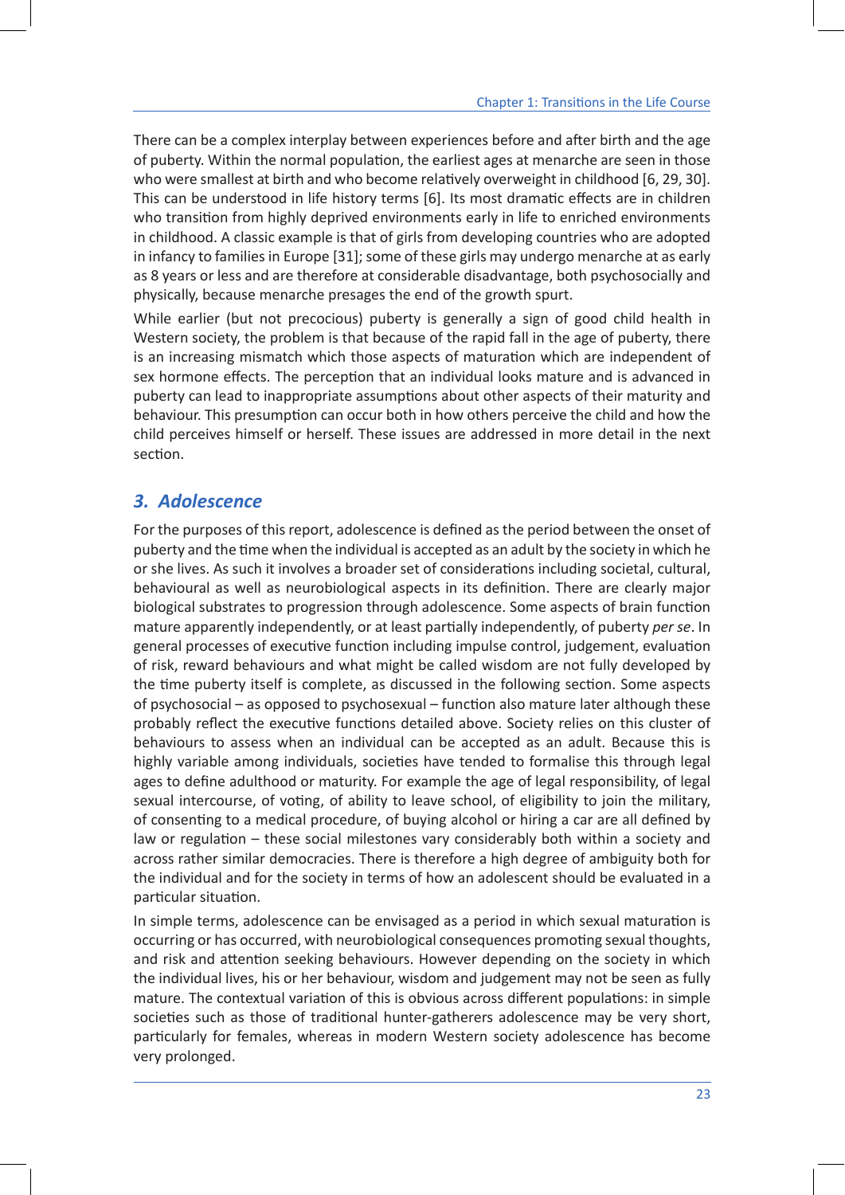There can be a complex interplay between experiences before and after birth and the age of puberty. Within the normal population, the earliest ages at menarche are seen in those who were smallest at birth and who become relatively overweight in childhood [6, 29, 30]. This can be understood in life history terms [6]. Its most dramatic effects are in children who transition from highly deprived environments early in life to enriched environments in childhood. A classic example is that of girls from developing countries who are adopted in infancy to families in Europe [31]; some of these girls may undergo menarche at as early as 8 years or less and are therefore at considerable disadvantage, both psychosocially and physically, because menarche presages the end of the growth spurt.

While earlier (but not precocious) puberty is generally a sign of good child health in Western society, the problem is that because of the rapid fall in the age of puberty, there is an increasing mismatch which those aspects of maturation which are independent of sex hormone effects. The perception that an individual looks mature and is advanced in puberty can lead to inappropriate assumptions about other aspects of their maturity and behaviour. This presumption can occur both in how others perceive the child and how the child perceives himself or herself. These issues are addressed in more detail in the next section.

## 3. *Adolescence*

For the purposes of this report, adolescence is defined as the period between the onset of puberty and the time when the individual is accepted as an adult by the society in which he or she lives. As such it involves a broader set of considerations including societal, cultural, behavioural as well as neurobiological aspects in its definition. There are clearly major biological substrates to progression through adolescence. Some aspects of brain function mature apparently independently, or at least partially independently, of puberty *per se*. In general processes of executive function including impulse control, judgement, evaluation of risk, reward behaviours and what might be called wisdom are not fully developed by the time puberty itself is complete, as discussed in the following section. Some aspects of psychosocial – as opposed to psychosexual – function also mature later although these probably reflect the executive functions detailed above. Society relies on this cluster of behaviours to assess when an individual can be accepted as an adult. Because this is highly variable among individuals, societies have tended to formalise this through legal ages to define adulthood or maturity. For example the age of legal responsibility, of legal sexual intercourse, of voting, of ability to leave school, of eligibility to join the military, of consenting to a medical procedure, of buying alcohol or hiring a car are all defined by law or regulation – these social milestones vary considerably both within a society and across rather similar democracies. There is therefore a high degree of ambiguity both for the individual and for the society in terms of how an adolescent should be evaluated in a particular situation.

In simple terms, adolescence can be envisaged as a period in which sexual maturation is occurring or has occurred, with neurobiological consequences promoting sexual thoughts, and risk and attention seeking behaviours. However depending on the society in which the individual lives, his or her behaviour, wisdom and judgement may not be seen as fully mature. The contextual variation of this is obvious across different populations: in simple societies such as those of traditional hunter-gatherers adolescence may be very short, particularly for females, whereas in modern Western society adolescence has become very prolonged.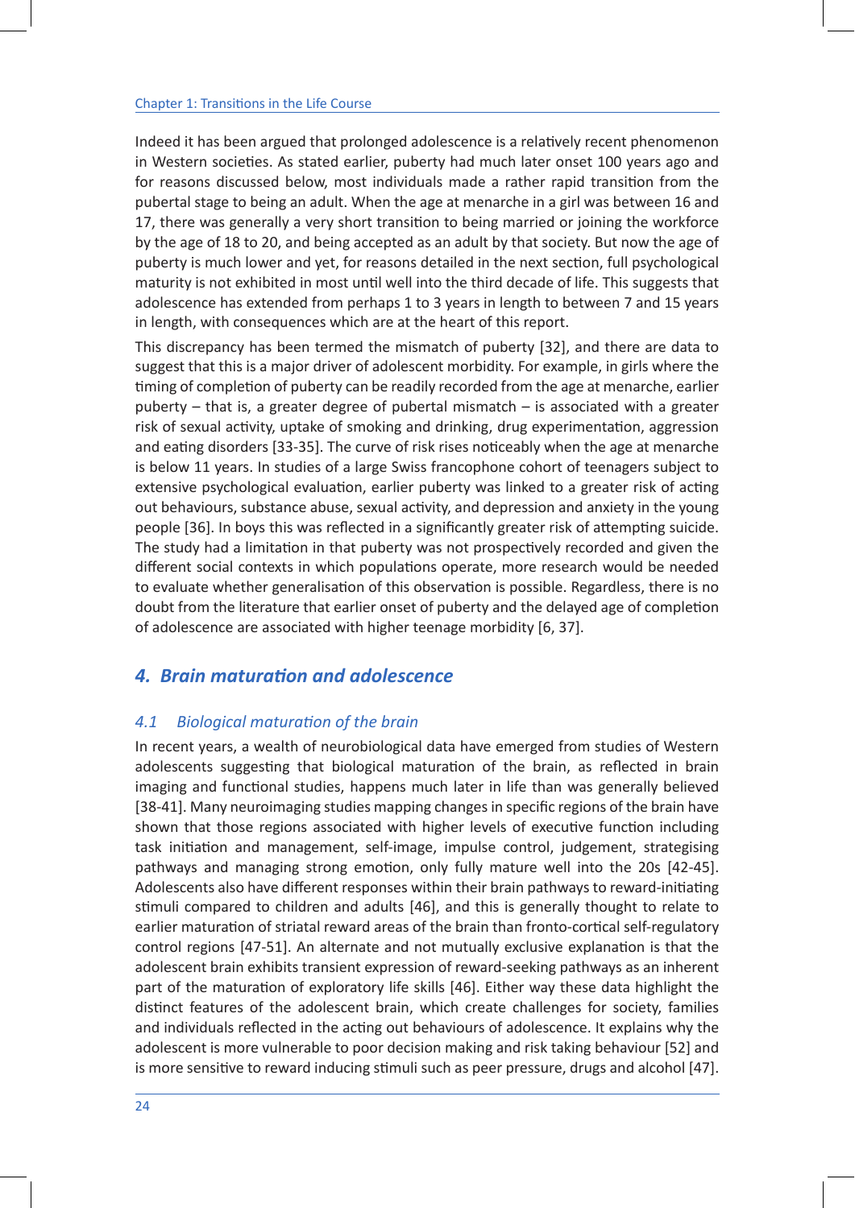Indeed it has been argued that prolonged adolescence is a relatively recent phenomenon in Western societies. As stated earlier, puberty had much later onset 100 years ago and for reasons discussed below, most individuals made a rather rapid transition from the pubertal stage to being an adult. When the age at menarche in a girl was between 16 and 17, there was generally a very short transition to being married or joining the workforce by the age of 18 to 20, and being accepted as an adult by that society. But now the age of puberty is much lower and yet, for reasons detailed in the next section, full psychological maturity is not exhibited in most until well into the third decade of life. This suggests that adolescence has extended from perhaps 1 to 3 years in length to between 7 and 15 years in length, with consequences which are at the heart of this report.

This discrepancy has been termed the mismatch of puberty [32], and there are data to suggest that this is a major driver of adolescent morbidity. For example, in girls where the timing of completion of puberty can be readily recorded from the age at menarche, earlier puberty – that is, a greater degree of pubertal mismatch – is associated with a greater risk of sexual activity, uptake of smoking and drinking, drug experimentation, aggression and eating disorders [33-35]. The curve of risk rises noticeably when the age at menarche is below 11 years. In studies of a large Swiss francophone cohort of teenagers subject to extensive psychological evaluation, earlier puberty was linked to a greater risk of acting out behaviours, substance abuse, sexual activity, and depression and anxiety in the young people [36]. In boys this was reflected in a significantly greater risk of attempting suicide. The study had a limitation in that puberty was not prospectively recorded and given the different social contexts in which populations operate, more research would be needed to evaluate whether generalisation of this observation is possible. Regardless, there is no doubt from the literature that earlier onset of puberty and the delayed age of completion of adolescence are associated with higher teenage morbidity [6, 37].

## *4. Brain maturation and adolescence*

### *4.1 Biological maturation of the brain*

In recent years, a wealth of neurobiological data have emerged from studies of Western adolescents suggesting that biological maturation of the brain, as reflected in brain imaging and functional studies, happens much later in life than was generally believed [38-41]. Many neuroimaging studies mapping changes in specific regions of the brain have shown that those regions associated with higher levels of executive function including task initiation and management, self-image, impulse control, judgement, strategising pathways and managing strong emotion, only fully mature well into the 20s [42-45]. Adolescents also have different responses within their brain pathways to reward-initiating stimuli compared to children and adults [46], and this is generally thought to relate to earlier maturation of striatal reward areas of the brain than fronto-cortical self-regulatory control regions [47-51]. An alternate and not mutually exclusive explanation is that the adolescent brain exhibits transient expression of reward-seeking pathways as an inherent part of the maturation of exploratory life skills [46]. Either way these data highlight the distinct features of the adolescent brain, which create challenges for society, families and individuals reflected in the acting out behaviours of adolescence. It explains why the adolescent is more vulnerable to poor decision making and risk taking behaviour [52] and is more sensitive to reward inducing stimuli such as peer pressure, drugs and alcohol [47].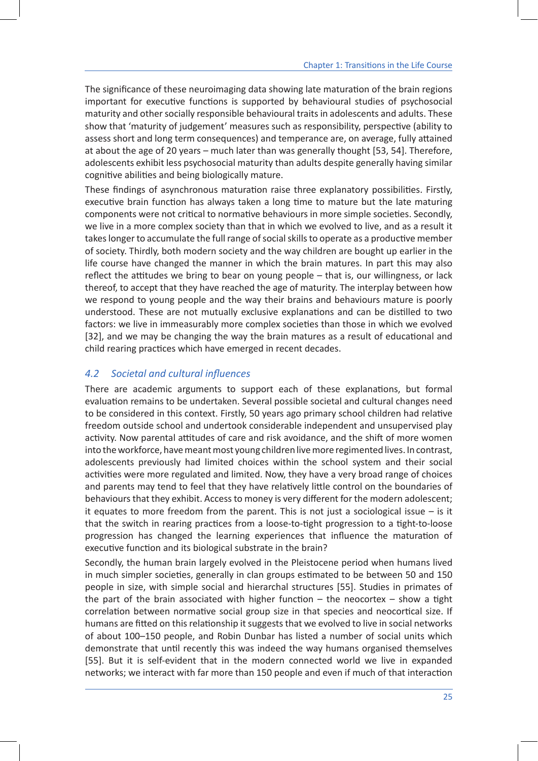The significance of these neuroimaging data showing late maturation of the brain regions important for executive functions is supported by behavioural studies of psychosocial maturity and other socially responsible behavioural traits in adolescents and adults. These show that 'maturity of judgement' measures such as responsibility, perspective (ability to assess short and long term consequences) and temperance are, on average, fully attained at about the age of 20 years – much later than was generally thought [53, 54]. Therefore, adolescents exhibit less psychosocial maturity than adults despite generally having similar cognitive abilities and being biologically mature.

These findings of asynchronous maturation raise three explanatory possibilities. Firstly, executive brain function has always taken a long time to mature but the late maturing components were not critical to normative behaviours in more simple societies. Secondly, we live in a more complex society than that in which we evolved to live, and as a result it takes longer to accumulate the full range of social skills to operate as a productive member of society. Thirdly, both modern society and the way children are bought up earlier in the life course have changed the manner in which the brain matures. In part this may also reflect the attitudes we bring to bear on young people – that is, our willingness, or lack thereof, to accept that they have reached the age of maturity. The interplay between how we respond to young people and the way their brains and behaviours mature is poorly understood. These are not mutually exclusive explanations and can be distilled to two factors: we live in immeasurably more complex societies than those in which we evolved [32], and we may be changing the way the brain matures as a result of educational and child rearing practices which have emerged in recent decades.

### *4.2 Societal and cultural influences*

There are academic arguments to support each of these explanations, but formal evaluation remains to be undertaken. Several possible societal and cultural changes need to be considered in this context. Firstly, 50 years ago primary school children had relative freedom outside school and undertook considerable independent and unsupervised play activity. Now parental attitudes of care and risk avoidance, and the shift of more women into the workforce, have meant most young children live more regimented lives. In contrast, adolescents previously had limited choices within the school system and their social activities were more regulated and limited. Now, they have a very broad range of choices and parents may tend to feel that they have relatively little control on the boundaries of behaviours that they exhibit. Access to money is very different for the modern adolescent; it equates to more freedom from the parent. This is not just a sociological issue – is it that the switch in rearing practices from a loose-to-tight progression to a tight-to-loose progression has changed the learning experiences that influence the maturation of executive function and its biological substrate in the brain?

Secondly, the human brain largely evolved in the Pleistocene period when humans lived in much simpler societies, generally in clan groups estimated to be between 50 and 150 people in size, with simple social and hierarchal structures [55]. Studies in primates of the part of the brain associated with higher function – the neocortex – show a tight correlation between normative social group size in that species and neocortical size. If humans are fitted on this relationship it suggests that we evolved to live in social networks of about 100–150 people, and Robin Dunbar has listed a number of social units which demonstrate that until recently this was indeed the way humans organised themselves [55]. But it is self-evident that in the modern connected world we live in expanded networks; we interact with far more than 150 people and even if much of that interaction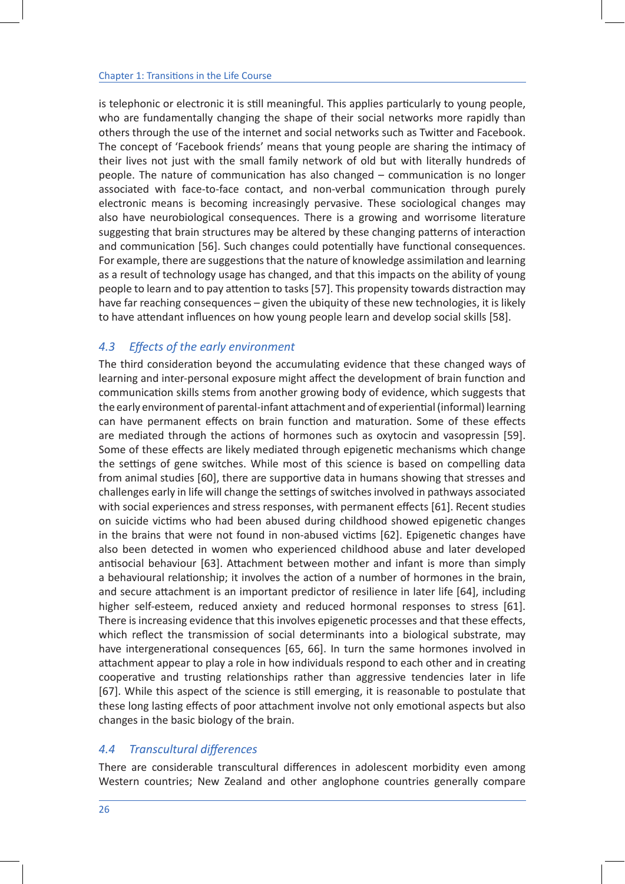is telephonic or electronic it is still meaningful. This applies particularly to young people, who are fundamentally changing the shape of their social networks more rapidly than others through the use of the internet and social networks such as Twitter and Facebook. The concept of 'Facebook friends' means that young people are sharing the intimacy of their lives not just with the small family network of old but with literally hundreds of people. The nature of communication has also changed – communication is no longer associated with face-to-face contact, and non-verbal communication through purely electronic means is becoming increasingly pervasive. These sociological changes may also have neurobiological consequences. There is a growing and worrisome literature suggesting that brain structures may be altered by these changing patterns of interaction and communication [56]. Such changes could potentially have functional consequences. For example, there are suggestions that the nature of knowledge assimilation and learning as a result of technology usage has changed, and that this impacts on the ability of young people to learn and to pay attention to tasks [57]. This propensity towards distraction may have far reaching consequences – given the ubiquity of these new technologies, it is likely to have attendant influences on how young people learn and develop social skills [58].

### *4.3 Effects of the early environment*

The third consideration beyond the accumulating evidence that these changed ways of learning and inter-personal exposure might affect the development of brain function and communication skills stems from another growing body of evidence, which suggests that the early environment of parental-infant attachment and of experiential (informal) learning can have permanent effects on brain function and maturation. Some of these effects are mediated through the actions of hormones such as oxytocin and vasopressin [59]. Some of these effects are likely mediated through epigenetic mechanisms which change the settings of gene switches. While most of this science is based on compelling data from animal studies [60], there are supportive data in humans showing that stresses and challenges early in life will change the settings of switches involved in pathways associated with social experiences and stress responses, with permanent effects [61]. Recent studies on suicide victims who had been abused during childhood showed epigenetic changes in the brains that were not found in non-abused victims [62]. Epigenetic changes have also been detected in women who experienced childhood abuse and later developed antisocial behaviour [63]. Attachment between mother and infant is more than simply a behavioural relationship; it involves the action of a number of hormones in the brain, and secure attachment is an important predictor of resilience in later life [64], including higher self-esteem, reduced anxiety and reduced hormonal responses to stress [61]. There is increasing evidence that this involves epigenetic processes and that these effects, which reflect the transmission of social determinants into a biological substrate, may have intergenerational consequences [65, 66]. In turn the same hormones involved in attachment appear to play a role in how individuals respond to each other and in creating cooperative and trusting relationships rather than aggressive tendencies later in life [67]. While this aspect of the science is still emerging, it is reasonable to postulate that these long lasting effects of poor attachment involve not only emotional aspects but also changes in the basic biology of the brain.

### *4.4 Transcultural differences*

There are considerable transcultural differences in adolescent morbidity even among Western countries; New Zealand and other anglophone countries generally compare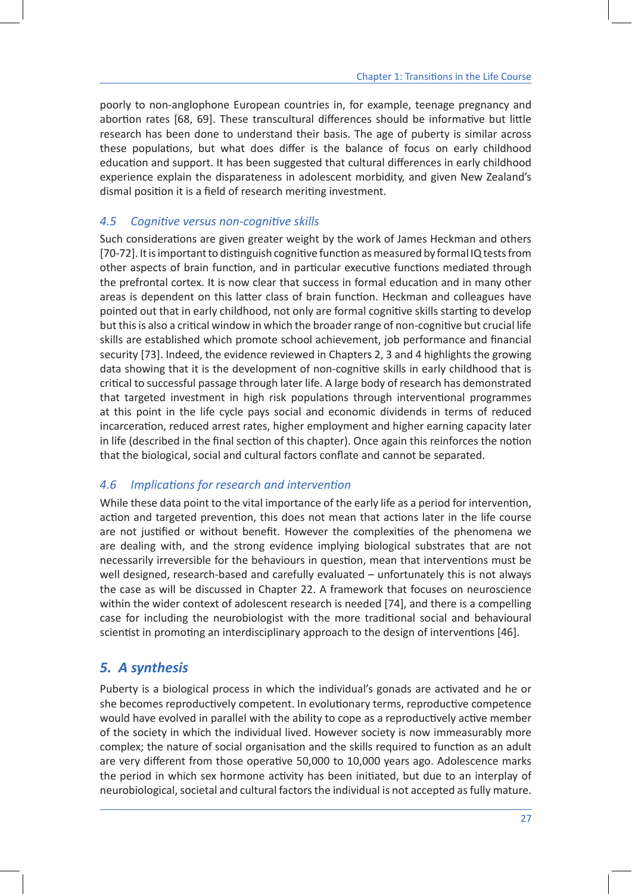poorly to non-anglophone European countries in, for example, teenage pregnancy and abortion rates [68, 69]. These transcultural differences should be informative but little research has been done to understand their basis. The age of puberty is similar across these populations, but what does differ is the balance of focus on early childhood education and support. It has been suggested that cultural differences in early childhood experience explain the disparateness in adolescent morbidity, and given New Zealand's dismal position it is a field of research meriting investment.

### *4.5 Cognitive versus non-cognitive skills*

Such considerations are given greater weight by the work of James Heckman and others [70-72]. It is important to distinguish cognitive function as measured by formal IQ tests from other aspects of brain function, and in particular executive functions mediated through the prefrontal cortex. It is now clear that success in formal education and in many other areas is dependent on this latter class of brain function. Heckman and colleagues have pointed out that in early childhood, not only are formal cognitive skills starting to develop but this is also a critical window in which the broader range of non-cognitive but crucial life skills are established which promote school achievement, job performance and financial security [73]. Indeed, the evidence reviewed in Chapters 2, 3 and 4 highlights the growing data showing that it is the development of non-cognitive skills in early childhood that is critical to successful passage through later life. A large body of research has demonstrated that targeted investment in high risk populations through interventional programmes at this point in the life cycle pays social and economic dividends in terms of reduced incarceration, reduced arrest rates, higher employment and higher earning capacity later in life (described in the final section of this chapter). Once again this reinforces the notion that the biological, social and cultural factors conflate and cannot be separated.

### *4.6 Implications for research and intervention*

While these data point to the vital importance of the early life as a period for intervention, action and targeted prevention, this does not mean that actions later in the life course are not justified or without benefit. However the complexities of the phenomena we are dealing with, and the strong evidence implying biological substrates that are not necessarily irreversible for the behaviours in question, mean that interventions must be well designed, research-based and carefully evaluated – unfortunately this is not always the case as will be discussed in Chapter 22. A framework that focuses on neuroscience within the wider context of adolescent research is needed [74], and there is a compelling case for including the neurobiologist with the more traditional social and behavioural scientist in promoting an interdisciplinary approach to the design of interventions [46].

## *5. A synthesis*

Puberty is a biological process in which the individual's gonads are activated and he or she becomes reproductively competent. In evolutionary terms, reproductive competence would have evolved in parallel with the ability to cope as a reproductively active member of the society in which the individual lived. However society is now immeasurably more complex; the nature of social organisation and the skills required to function as an adult are very different from those operative 50,000 to 10,000 years ago. Adolescence marks the period in which sex hormone activity has been initiated, but due to an interplay of neurobiological, societal and cultural factors the individual is not accepted as fully mature.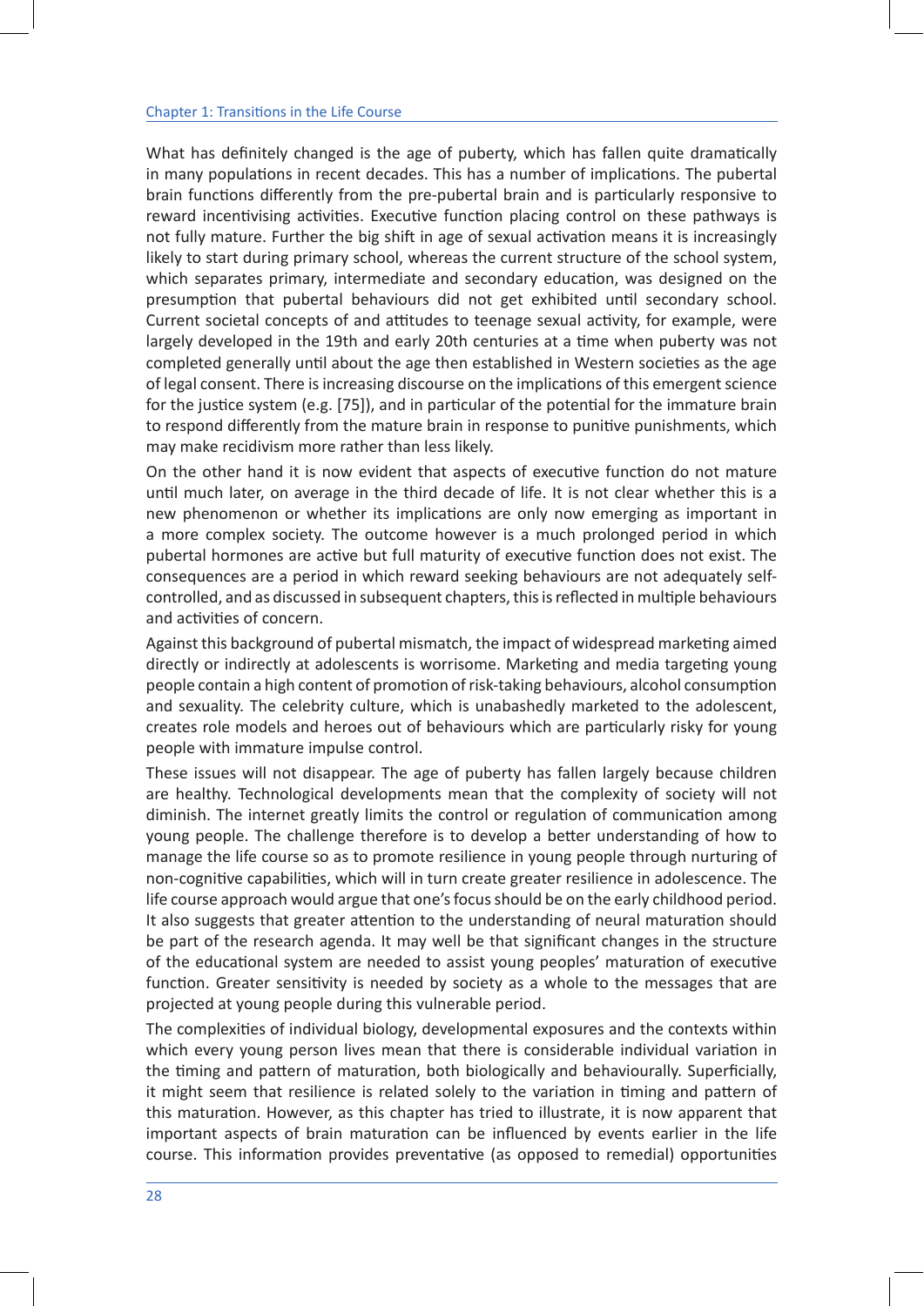What has definitely changed is the age of puberty, which has fallen quite dramatically in many populations in recent decades. This has a number of implications. The pubertal brain functions differently from the pre-pubertal brain and is particularly responsive to reward incentivising activities. Executive function placing control on these pathways is not fully mature. Further the big shift in age of sexual activation means it is increasingly likely to start during primary school, whereas the current structure of the school system, which separates primary, intermediate and secondary education, was designed on the presumption that pubertal behaviours did not get exhibited until secondary school. Current societal concepts of and attitudes to teenage sexual activity, for example, were largely developed in the 19th and early 20th centuries at a time when puberty was not completed generally until about the age then established in Western societies as the age of legal consent. There is increasing discourse on the implications of this emergent science for the justice system (e.g. [75]), and in particular of the potential for the immature brain to respond differently from the mature brain in response to punitive punishments, which may make recidivism more rather than less likely.

On the other hand it is now evident that aspects of executive function do not mature until much later, on average in the third decade of life. It is not clear whether this is a new phenomenon or whether its implications are only now emerging as important in a more complex society. The outcome however is a much prolonged period in which pubertal hormones are active but full maturity of executive function does not exist. The consequences are a period in which reward seeking behaviours are not adequately self-controlled, and as discussed in subsequent chapters, this is reflected in multiple behaviours and activities of concern.

Against this background of pubertal mismatch, the impact of widespread marketing aimed directly or indirectly at adolescents is worrisome. Marketing and media targeting young people contain a high content of promotion of risk-taking behaviours, alcohol consumption and sexuality. The celebrity culture, which is unabashedly marketed to the adolescent, creates role models and heroes out of behaviours which are particularly risky for young people with immature impulse control.

These issues will not disappear. The age of puberty has fallen largely because children are healthy. Technological developments mean that the complexity of society will not diminish. The internet greatly limits the control or regulation of communication among young people. The challenge therefore is to develop a better understanding of how to manage the life course so as to promote resilience in young people through nurturing of non-cognitive capabilities, which will in turn create greater resilience in adolescence. The life course approach would argue that one's focus should be on the early childhood period. It also suggests that greater attention to the understanding of neural maturation should be part of the research agenda. It may well be that significant changes in the structure of the educational system are needed to assist young peoples' maturation of executive function. Greater sensitivity is needed by society as a whole to the messages that are projected at young people during this vulnerable period.

The complexities of individual biology, developmental exposures and the contexts within which every young person lives mean that there is considerable individual variation in the timing and pattern of maturation, both biologically and behaviourally. Superficially, it might seem that resilience is related solely to the variation in timing and pattern of this maturation. However, as this chapter has tried to illustrate, it is now apparent that important aspects of brain maturation can be influenced by events earlier in the life course. This information provides preventative (as opposed to remedial) opportunities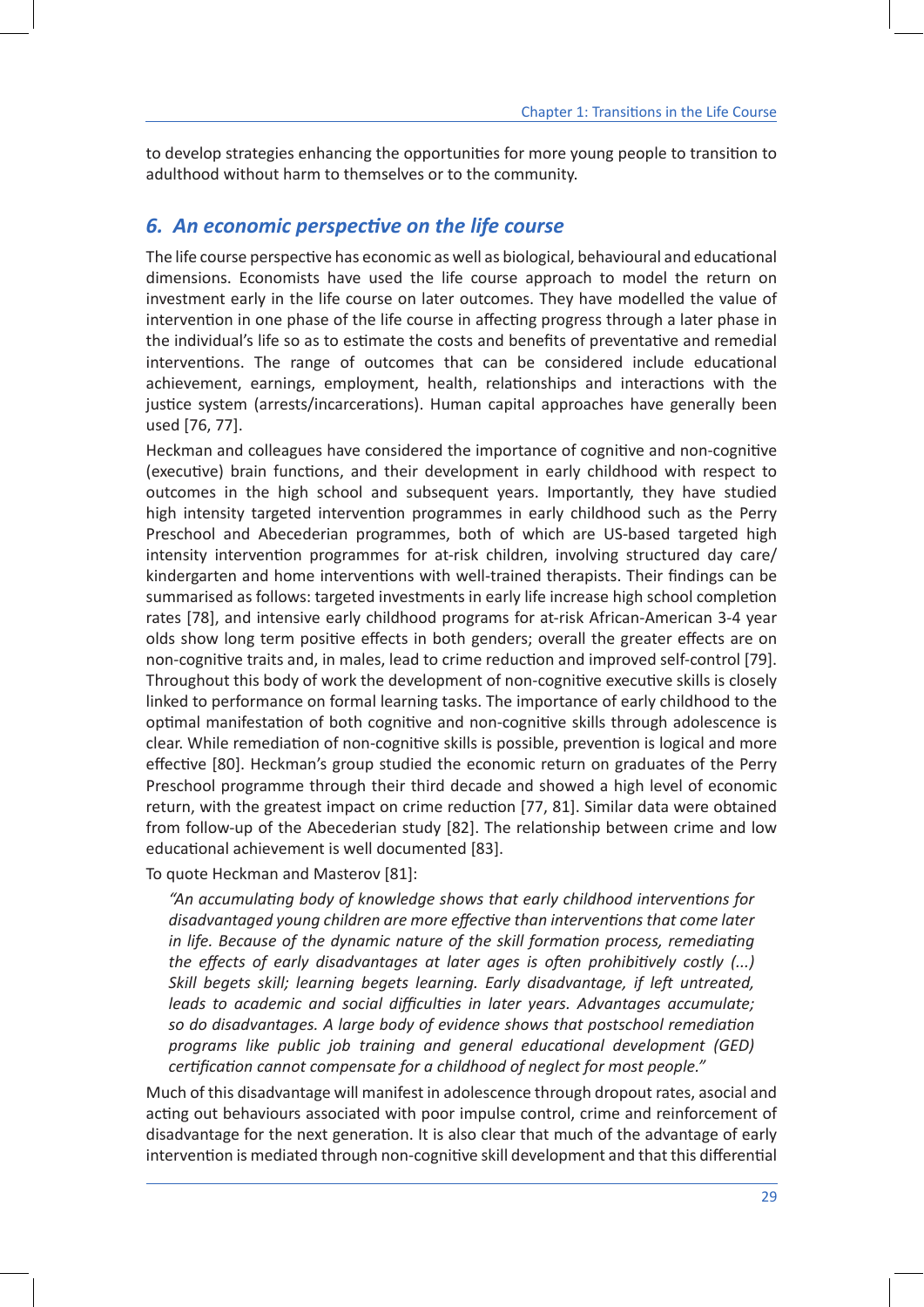to develop strategies enhancing the opportunities for more young people to transition to adulthood without harm to themselves or to the community.

## *6. An economic perspective on the life course*

The life course perspective has economic as well as biological, behavioural and educational dimensions. Economists have used the life course approach to model the return on investment early in the life course on later outcomes. They have modelled the value of intervention in one phase of the life course in affecting progress through a later phase in the individual's life so as to estimate the costs and benefits of preventative and remedial interventions. The range of outcomes that can be considered include educational achievement, earnings, employment, health, relationships and interactions with the justice system (arrests/incarcerations). Human capital approaches have generally been used [76, 77].

Heckman and colleagues have considered the importance of cognitive and non-cognitive (executive) brain functions, and their development in early childhood with respect to outcomes in the high school and subsequent years. Importantly, they have studied high intensity targeted intervention programmes in early childhood such as the Perry Preschool and Abecederian programmes, both of which are US-based targeted high intensity intervention programmes for at-risk children, involving structured day care/kindergarten and home interventions with well-trained therapists. Their findings can be summarised as follows: targeted investments in early life increase high school completion rates [78], and intensive early childhood programs for at-risk African-American 3-4 year olds show long term positive effects in both genders; overall the greater effects are on non-cognitive traits and, in males, lead to crime reduction and improved self-control [79]. Throughout this body of work the development of non-cognitive executive skills is closely linked to performance on formal learning tasks. The importance of early childhood to the optimal manifestation of both cognitive and non-cognitive skills through adolescence is clear. While remediation of non-cognitive skills is possible, prevention is logical and more effective [80]. Heckman's group studied the economic return on graduates of the Perry Preschool programme through their third decade and showed a high level of economic return, with the greatest impact on crime reduction [77, 81]. Similar data were obtained from follow-up of the Abecederian study [82]. The relationship between crime and low educational achievement is well documented [83].

To quote Heckman and Masterov [81]:

> *"An accumulating body of knowledge shows that early childhood interventions for disadvantaged young children are more effective than interventions that come later in life. Because of the dynamic nature of the skill formation process, remediating the effects of early disadvantages at later ages is often prohibitively costly (...) Skill begets skill; learning begets learning. Early disadvantage, if left untreated, leads to academic and social difficulties in later years. Advantages accumulate; so do disadvantages. A large body of evidence shows that postschool remediation programs like public job training and general educational development (GED) certification cannot compensate for a childhood of neglect for most people."*

Much of this disadvantage will manifest in adolescence through dropout rates, asocial and acting out behaviours associated with poor impulse control, crime and reinforcement of disadvantage for the next generation. It is also clear that much of the advantage of early intervention is mediated through non-cognitive skill development and that this differential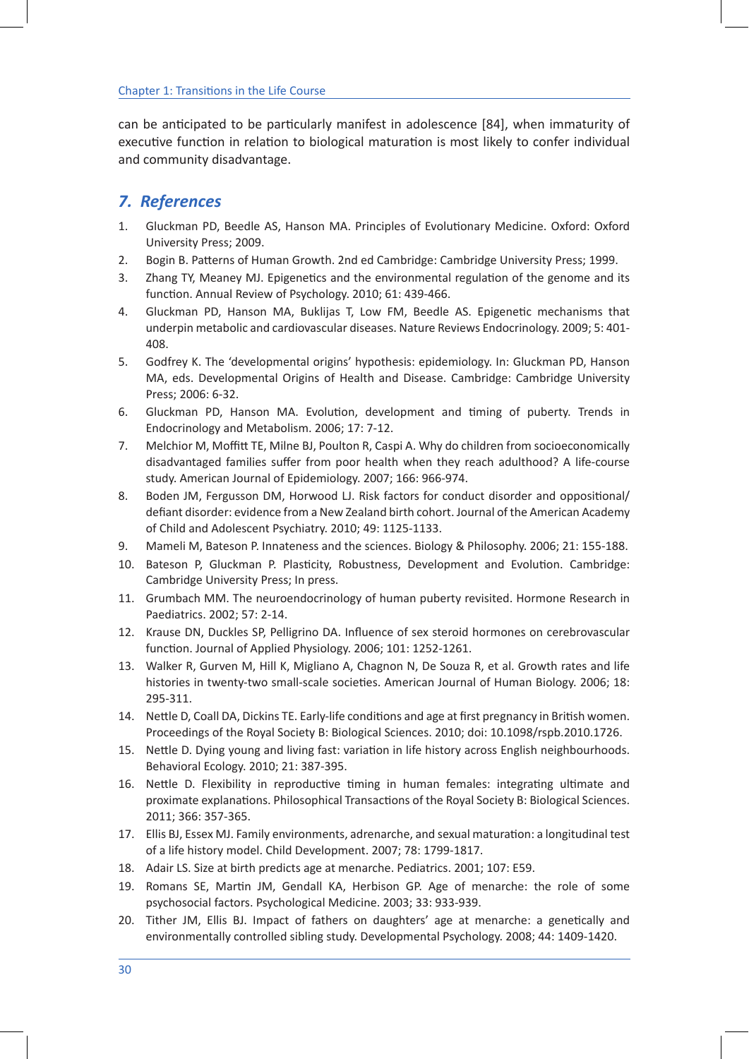can be anticipated to be particularly manifest in adolescence [84], when immaturity of executive function in relation to biological maturation is most likely to confer individual and community disadvantage.

## *7. References*

1. Gluckman PD, Beedle AS, Hanson MA. Principles of Evolutionary Medicine. Oxford: Oxford University Press; 2009.
2. Bogin B. Patterns of Human Growth. 2nd ed Cambridge: Cambridge University Press; 1999.
3. Zhang TY, Meaney MJ. Epigenetics and the environmental regulation of the genome and its function. Annual Review of Psychology. 2010; 61: 439-466.
4. Gluckman PD, Hanson MA, Buklijas T, Low FM, Beedle AS. Epigenetic mechanisms that underpin metabolic and cardiovascular diseases. Nature Reviews Endocrinology. 2009; 5: 401-408.
5. Godfrey K. The 'developmental origins' hypothesis: epidemiology. In: Gluckman PD, Hanson MA, eds. Developmental Origins of Health and Disease. Cambridge: Cambridge University Press; 2006: 6-32.
6. Gluckman PD, Hanson MA. Evolution, development and timing of puberty. Trends in Endocrinology and Metabolism. 2006; 17: 7-12.
7. Melchior M, Moffitt TE, Milne BJ, Poulton R, Caspi A. Why do children from socioeconomically disadvantaged families suffer from poor health when they reach adulthood? A life-course study. American Journal of Epidemiology. 2007; 166: 966-974.
8. Boden JM, Fergusson DM, Horwood LJ. Risk factors for conduct disorder and oppositional/defiant disorder: evidence from a New Zealand birth cohort. Journal of the American Academy of Child and Adolescent Psychiatry. 2010; 49: 1125-1133.
9. Mameli M, Bateson P. Innateness and the sciences. Biology & Philosophy. 2006; 21: 155-188.
10. Bateson P, Gluckman P. Plasticity, Robustness, Development and Evolution. Cambridge: Cambridge University Press; In press.
11. Grumbach MM. The neuroendocrinology of human puberty revisited. Hormone Research in Paediatrics. 2002; 57: 2-14.
12. Krause DN, Duckles SP, Pelligrino DA. Influence of sex steroid hormones on cerebrovascular function. Journal of Applied Physiology. 2006; 101: 1252-1261.
13. Walker R, Gurven M, Hill K, Migliano A, Chagnon N, De Souza R, et al. Growth rates and life histories in twenty-two small-scale societies. American Journal of Human Biology. 2006; 18: 295-311.
14. Nettle D, Coall DA, Dickins TE. Early-life conditions and age at first pregnancy in British women. Proceedings of the Royal Society B: Biological Sciences. 2010; doi: 10.1098/rspb.2010.1726.
15. Nettle D. Dying young and living fast: variation in life history across English neighbourhoods. Behavioral Ecology. 2010; 21: 387-395.
16. Nettle D. Flexibility in reproductive timing in human females: integrating ultimate and proximate explanations. Philosophical Transactions of the Royal Society B: Biological Sciences. 2011; 366: 357-365.
17. Ellis BJ, Essex MJ. Family environments, adrenarche, and sexual maturation: a longitudinal test of a life history model. Child Development. 2007; 78: 1799-1817.
18. Adair LS. Size at birth predicts age at menarche. Pediatrics. 2001; 107: E59.
19. Romans SE, Martin JM, Gendall KA, Herbison GP. Age of menarche: the role of some psychosocial factors. Psychological Medicine. 2003; 33: 933-939.
20. Tither JM, Ellis BJ. Impact of fathers on daughters' age at menarche: a genetically and environmentally controlled sibling study. Developmental Psychology. 2008; 44: 1409-1420.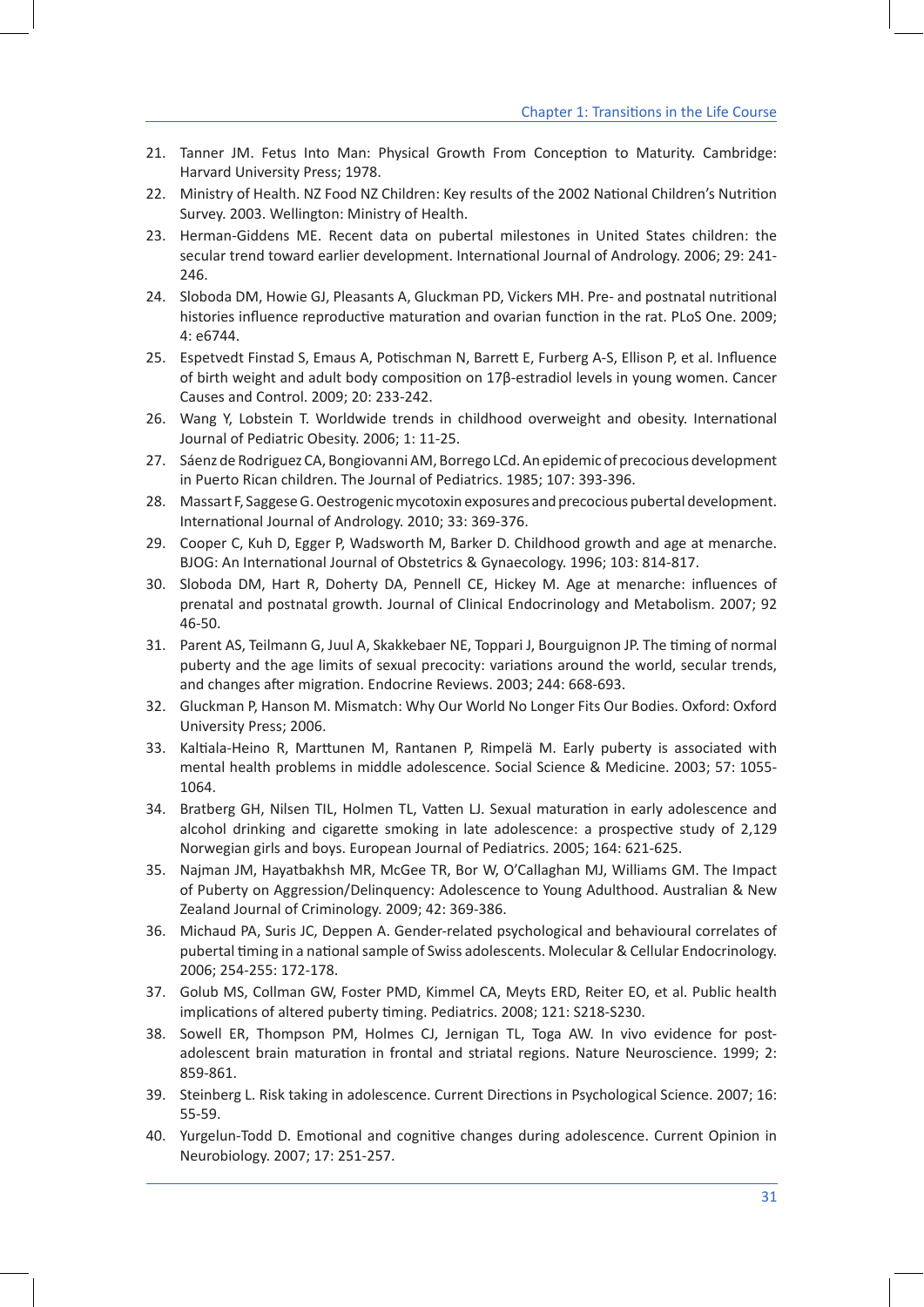21. Tanner JM. Fetus Into Man: Physical Growth From Conception to Maturity. Cambridge: Harvard University Press; 1978.
22. Ministry of Health. NZ Food NZ Children: Key results of the 2002 National Children's Nutrition Survey. 2003. Wellington: Ministry of Health.
23. Herman-Giddens ME. Recent data on pubertal milestones in United States children: the secular trend toward earlier development. International Journal of Andrology. 2006; 29: 241-246.
24. Sloboda DM, Howie GJ, Pleasants A, Gluckman PD, Vickers MH. Pre- and postnatal nutritional histories influence reproductive maturation and ovarian function in the rat. PLoS One. 2009; 4: e6744.
25. Espetvedt Finstad S, Emaus A, Potischman N, Barrett E, Furberg A-S, Ellison P, et al. Influence of birth weight and adult body composition on 17β-estradiol levels in young women. Cancer Causes and Control. 2009; 20: 233-242.
26. Wang Y, Lobstein T. Worldwide trends in childhood overweight and obesity. International Journal of Pediatric Obesity. 2006; 1: 11-25.
27. Sáenz de Rodriguez CA, Bongiovanni AM, Borrego LCd. An epidemic of precocious development in Puerto Rican children. The Journal of Pediatrics. 1985; 107: 393-396.
28. Massart F, Saggese G. Oestrogenic mycotoxin exposures and precocious pubertal development. International Journal of Andrology. 2010; 33: 369-376.
29. Cooper C, Kuh D, Egger P, Wadsworth M, Barker D. Childhood growth and age at menarche. BJOG: An International Journal of Obstetrics & Gynaecology. 1996; 103: 814-817.
30. Sloboda DM, Hart R, Doherty DA, Pennell CE, Hickey M. Age at menarche: influences of prenatal and postnatal growth. Journal of Clinical Endocrinology and Metabolism. 2007; 92 46-50.
31. Parent AS, Teilmann G, Juul A, Skakkebaer NE, Toppari J, Bourguignon JP. The timing of normal puberty and the age limits of sexual precocity: variations around the world, secular trends, and changes after migration. Endocrine Reviews. 2003; 244: 668-693.
32. Gluckman P, Hanson M. Mismatch: Why Our World No Longer Fits Our Bodies. Oxford: Oxford University Press; 2006.
33. Kaltiala-Heino R, Marttunen M, Rantanen P, Rimpelä M. Early puberty is associated with mental health problems in middle adolescence. Social Science & Medicine. 2003; 57: 1055-1064.
34. Bratberg GH, Nilsen TIL, Holmen TL, Vatten LJ. Sexual maturation in early adolescence and alcohol drinking and cigarette smoking in late adolescence: a prospective study of 2,129 Norwegian girls and boys. European Journal of Pediatrics. 2005; 164: 621-625.
35. Najman JM, Hayatbakhsh MR, McGee TR, Bor W, O'Callaghan MJ, Williams GM. The Impact of Puberty on Aggression/Delinquency: Adolescence to Young Adulthood. Australian & New Zealand Journal of Criminology. 2009; 42: 369-386.
36. Michaud PA, Suris JC, Deppen A. Gender-related psychological and behavioural correlates of pubertal timing in a national sample of Swiss adolescents. Molecular & Cellular Endocrinology. 2006; 254-255: 172-178.
37. Golub MS, Collman GW, Foster PMD, Kimmel CA, Meyts ERD, Reiter EO, et al. Public health implications of altered puberty timing. Pediatrics. 2008; 121: S218-S230.
38. Sowell ER, Thompson PM, Holmes CJ, Jernigan TL, Toga AW. In vivo evidence for post-adolescent brain maturation in frontal and striatal regions. Nature Neuroscience. 1999; 2: 859-861.
39. Steinberg L. Risk taking in adolescence. Current Directions in Psychological Science. 2007; 16: 55-59.
40. Yurgelun-Todd D. Emotional and cognitive changes during adolescence. Current Opinion in Neurobiology. 2007; 17: 251-257.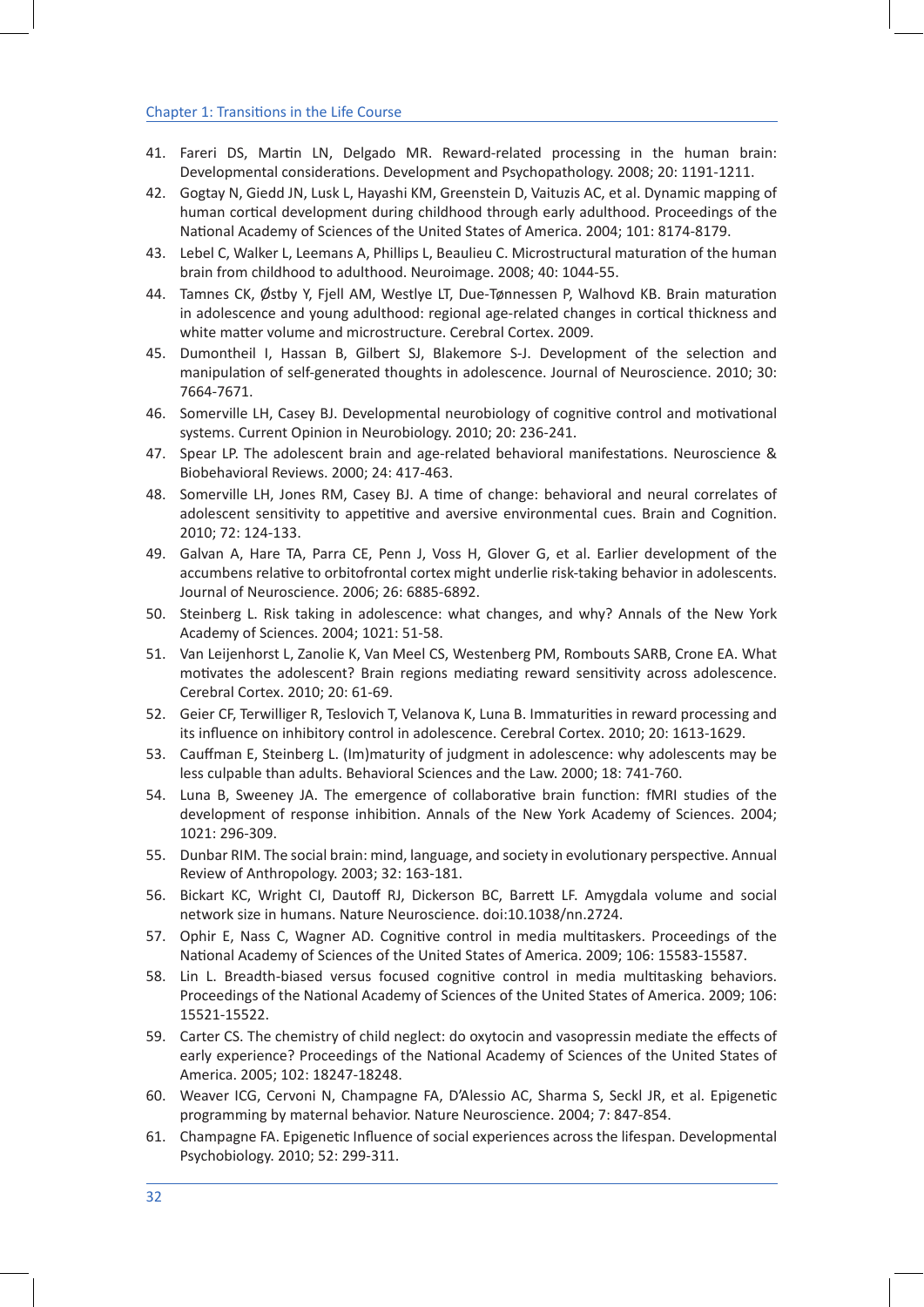41. Fareri DS, Martin LN, Delgado MR. Reward-related processing in the human brain: Developmental considerations. Development and Psychopathology. 2008; 20: 1191-1211.
42. Gogtay N, Giedd JN, Lusk L, Hayashi KM, Greenstein D, Vaituzis AC, et al. Dynamic mapping of human cortical development during childhood through early adulthood. Proceedings of the National Academy of Sciences of the United States of America. 2004; 101: 8174-8179.
43. Lebel C, Walker L, Leemans A, Phillips L, Beaulieu C. Microstructural maturation of the human brain from childhood to adulthood. Neuroimage. 2008; 40: 1044-55.
44. Tamnes CK, Østby Y, Fjell AM, Westlye LT, Due-Tønnessen P, Walhovd KB. Brain maturation in adolescence and young adulthood: regional age-related changes in cortical thickness and white matter volume and microstructure. Cerebral Cortex. 2009.
45. Dumontheil I, Hassan B, Gilbert SJ, Blakemore S-J. Development of the selection and manipulation of self-generated thoughts in adolescence. Journal of Neuroscience. 2010; 30: 7664-7671.
46. Somerville LH, Casey BJ. Developmental neurobiology of cognitive control and motivational systems. Current Opinion in Neurobiology. 2010; 20: 236-241.
47. Spear LP. The adolescent brain and age-related behavioral manifestations. Neuroscience & Biobehavioral Reviews. 2000; 24: 417-463.
48. Somerville LH, Jones RM, Casey BJ. A time of change: behavioral and neural correlates of adolescent sensitivity to appetitive and aversive environmental cues. Brain and Cognition. 2010; 72: 124-133.
49. Galvan A, Hare TA, Parra CE, Penn J, Voss H, Glover G, et al. Earlier development of the accumbens relative to orbitofrontal cortex might underlie risk-taking behavior in adolescents. Journal of Neuroscience. 2006; 26: 6885-6892.
50. Steinberg L. Risk taking in adolescence: what changes, and why? Annals of the New York Academy of Sciences. 2004; 1021: 51-58.
51. Van Leijenhorst L, Zanolie K, Van Meel CS, Westenberg PM, Rombouts SARB, Crone EA. What motivates the adolescent? Brain regions mediating reward sensitivity across adolescence. Cerebral Cortex. 2010; 20: 61-69.
52. Geier CF, Terwilliger R, Teslovich T, Velanova K, Luna B. Immaturities in reward processing and its influence on inhibitory control in adolescence. Cerebral Cortex. 2010; 20: 1613-1629.
53. Cauffman E, Steinberg L. (Im)maturity of judgment in adolescence: why adolescents may be less culpable than adults. Behavioral Sciences and the Law. 2000; 18: 741-760.
54. Luna B, Sweeney JA. The emergence of collaborative brain function: fMRI studies of the development of response inhibition. Annals of the New York Academy of Sciences. 2004; 1021: 296-309.
55. Dunbar RIM. The social brain: mind, language, and society in evolutionary perspective. Annual Review of Anthropology. 2003; 32: 163-181.
56. Bickart KC, Wright CI, Dautoff RJ, Dickerson BC, Barrett LF. Amygdala volume and social network size in humans. Nature Neuroscience. doi:10.1038/nn.2724.
57. Ophir E, Nass C, Wagner AD. Cognitive control in media multitaskers. Proceedings of the National Academy of Sciences of the United States of America. 2009; 106: 15583-15587.
58. Lin L. Breadth-biased versus focused cognitive control in media multitasking behaviors. Proceedings of the National Academy of Sciences of the United States of America. 2009; 106: 15521-15522.
59. Carter CS. The chemistry of child neglect: do oxytocin and vasopressin mediate the effects of early experience? Proceedings of the National Academy of Sciences of the United States of America. 2005; 102: 18247-18248.
60. Weaver ICG, Cervoni N, Champagne FA, D'Alessio AC, Sharma S, Seckl JR, et al. Epigenetic programming by maternal behavior. Nature Neuroscience. 2004; 7: 847-854.
61. Champagne FA. Epigenetic Influence of social experiences across the lifespan. Developmental Psychobiology. 2010; 52: 299-311.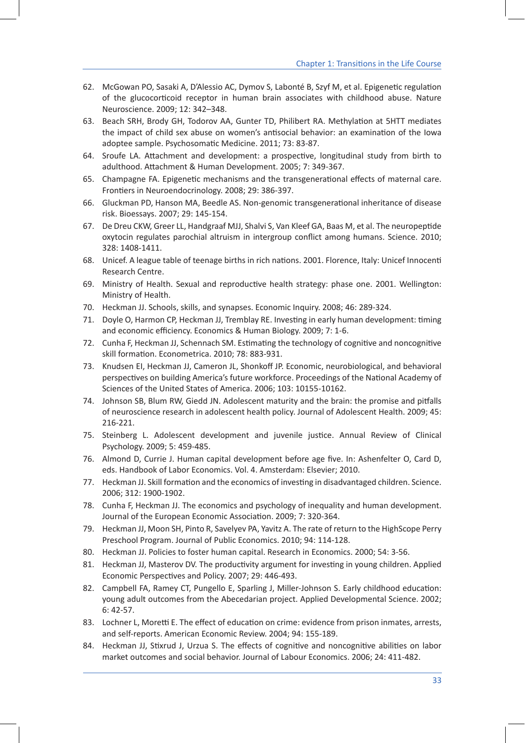62. McGowan PO, Sasaki A, D'Alessio AC, Dymov S, Labonté B, Szyf M, et al. Epigenetic regulation of the glucocorticoid receptor in human brain associates with childhood abuse. Nature Neuroscience. 2009; 12: 342–348.
63. Beach SRH, Brody GH, Todorov AA, Gunter TD, Philibert RA. Methylation at 5HTT mediates the impact of child sex abuse on women's antisocial behavior: an examination of the Iowa adoptee sample. Psychosomatic Medicine. 2011; 73: 83-87.
64. Sroufe LA. Attachment and development: a prospective, longitudinal study from birth to adulthood. Attachment & Human Development. 2005; 7: 349-367.
65. Champagne FA. Epigenetic mechanisms and the transgenerational effects of maternal care. Frontiers in Neuroendocrinology. 2008; 29: 386-397.
66. Gluckman PD, Hanson MA, Beedle AS. Non-genomic transgenerational inheritance of disease risk. Bioessays. 2007; 29: 145-154.
67. De Dreu CKW, Greer LL, Handgraaf MJJ, Shalvi S, Van Kleef GA, Baas M, et al. The neuropeptide oxytocin regulates parochial altruism in intergroup conflict among humans. Science. 2010; 328: 1408-1411.
68. Unicef. A league table of teenage births in rich nations. 2001. Florence, Italy: Unicef Innocenti Research Centre.
69. Ministry of Health. Sexual and reproductive health strategy: phase one. 2001. Wellington: Ministry of Health.
70. Heckman JJ. Schools, skills, and synapses. Economic Inquiry. 2008; 46: 289-324.
71. Doyle O, Harmon CP, Heckman JJ, Tremblay RE. Investing in early human development: timing and economic efficiency. Economics & Human Biology. 2009; 7: 1-6.
72. Cunha F, Heckman JJ, Schennach SM. Estimating the technology of cognitive and noncognitive skill formation. Econometrica. 2010; 78: 883-931.
73. Knudsen EI, Heckman JJ, Cameron JL, Shonkoff JP. Economic, neurobiological, and behavioral perspectives on building America's future workforce. Proceedings of the National Academy of Sciences of the United States of America. 2006; 103: 10155-10162.
74. Johnson SB, Blum RW, Giedd JN. Adolescent maturity and the brain: the promise and pitfalls of neuroscience research in adolescent health policy. Journal of Adolescent Health. 2009; 45: 216-221.
75. Steinberg L. Adolescent development and juvenile justice. Annual Review of Clinical Psychology. 2009; 5: 459-485.
76. Almond D, Currie J. Human capital development before age five. In: Ashenfelter O, Card D, eds. Handbook of Labor Economics. Vol. 4. Amsterdam: Elsevier; 2010.
77. Heckman JJ. Skill formation and the economics of investing in disadvantaged children. Science. 2006; 312: 1900-1902.
78. Cunha F, Heckman JJ. The economics and psychology of inequality and human development. Journal of the European Economic Association. 2009; 7: 320-364.
79. Heckman JJ, Moon SH, Pinto R, Savelyev PA, Yavitz A. The rate of return to the HighScope Perry Preschool Program. Journal of Public Economics. 2010; 94: 114-128.
80. Heckman JJ. Policies to foster human capital. Research in Economics. 2000; 54: 3-56.
81. Heckman JJ, Masterov DV. The productivity argument for investing in young children. Applied Economic Perspectives and Policy. 2007; 29: 446-493.
82. Campbell FA, Ramey CT, Pungello E, Sparling J, Miller-Johnson S. Early childhood education: young adult outcomes from the Abecedarian project. Applied Developmental Science. 2002; 6: 42-57.
83. Lochner L, Moretti E. The effect of education on crime: evidence from prison inmates, arrests, and self-reports. American Economic Review. 2004; 94: 155-189.
84. Heckman JJ, Stixrud J, Urzua S. The effects of cognitive and noncognitive abilities on labor market outcomes and social behavior. Journal of Labour Economics. 2006; 24: 411-482.